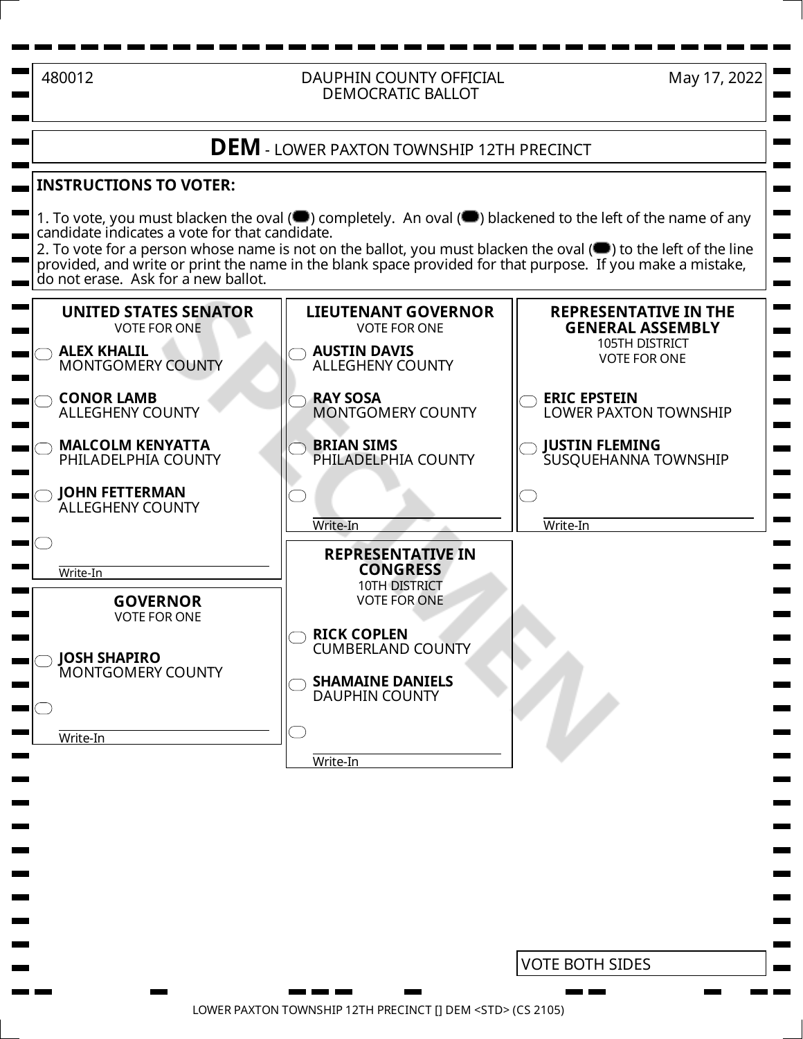480012

DAUPHIN COUNTY OFFICIAL
DEMOCRATIC BALLOT

May 17, 2022

# DEM - LOWER PAXTON TOWNSHIP 12TH PRECINCT

**INSTRUCTIONS TO VOTER:**

1. To vote, you must blacken the oval (⬬) completely. An oval (⬬) blackened to the left of the name of any candidate indicates a vote for that candidate.
2. To vote for a person whose name is not on the ballot, you must blacken the oval (⬬) to the left of the line provided, and write or print the name in the blank space provided for that purpose. If you make a mistake, do not erase. Ask for a new ballot.

## UNITED STATES SENATOR
VOTE FOR ONE

- ⬭ **ALEX KHALIL**
  MONTGOMERY COUNTY
- ⬭ **CONOR LAMB**
  ALLEGHENY COUNTY
- ⬭ **MALCOLM KENYATTA**
  PHILADELPHIA COUNTY
- ⬭ **JOHN FETTERMAN**
  ALLEGHENY COUNTY
- ⬭ ____________________
  Write-In

## GOVERNOR
VOTE FOR ONE

- ⬭ **JOSH SHAPIRO**
  MONTGOMERY COUNTY
- ⬭ ____________________
  Write-In

## LIEUTENANT GOVERNOR
VOTE FOR ONE

- ⬭ **AUSTIN DAVIS**
  ALLEGHENY COUNTY
- ⬭ **RAY SOSA**
  MONTGOMERY COUNTY
- ⬭ **BRIAN SIMS**
  PHILADELPHIA COUNTY
- ⬭ ____________________
  Write-In

## REPRESENTATIVE IN CONGRESS
10TH DISTRICT
VOTE FOR ONE

- ⬭ **RICK COPLEN**
  CUMBERLAND COUNTY
- ⬭ **SHAMAINE DANIELS**
  DAUPHIN COUNTY
- ⬭ ____________________
  Write-In

## REPRESENTATIVE IN THE GENERAL ASSEMBLY
105TH DISTRICT
VOTE FOR ONE

- ⬭ **ERIC EPSTEIN**
  LOWER PAXTON TOWNSHIP
- ⬭ **JUSTIN FLEMING**
  SUSQUEHANNA TOWNSHIP
- ⬭ ____________________
  Write-In

VOTE BOTH SIDES

LOWER PAXTON TOWNSHIP 12TH PRECINCT [] DEM <STD> (CS 2105)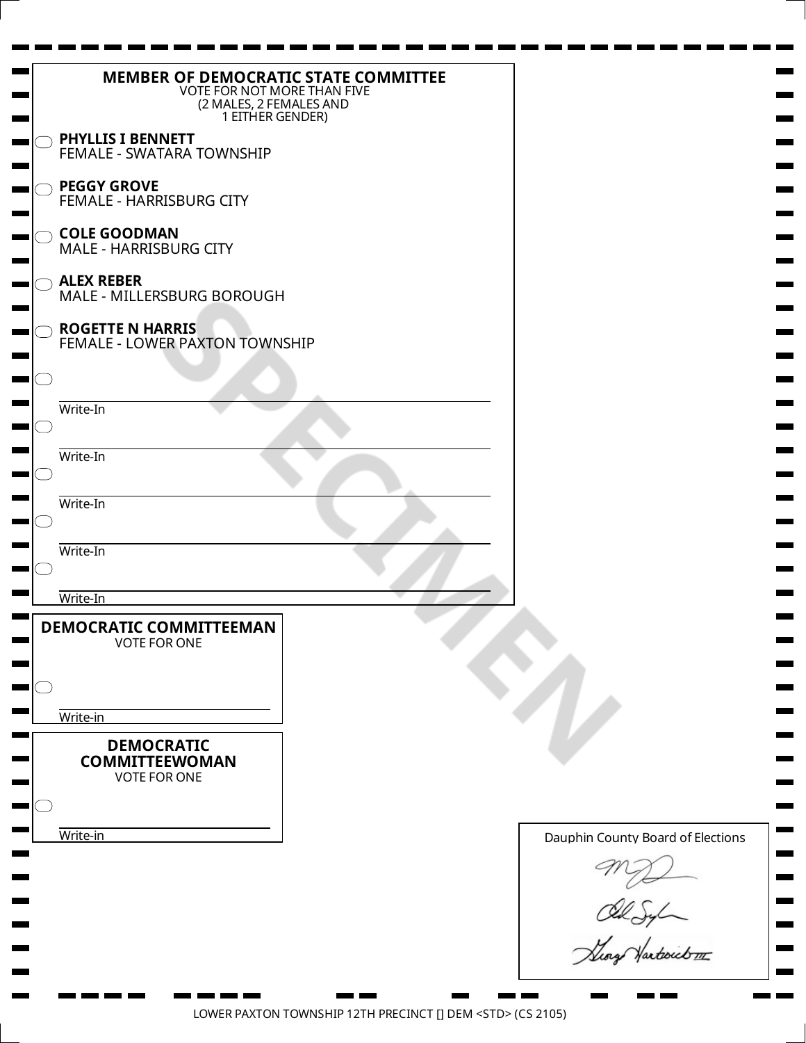## MEMBER OF DEMOCRATIC STATE COMMITTEE

VOTE FOR NOT MORE THAN FIVE
(2 MALES, 2 FEMALES AND
1 EITHER GENDER)

- ⬭ **PHYLLIS I BENNETT**
  FEMALE - SWATARA TOWNSHIP
- ⬭ **PEGGY GROVE**
  FEMALE - HARRISBURG CITY
- ⬭ **COLE GOODMAN**
  MALE - HARRISBURG CITY
- ⬭ **ALEX REBER**
  MALE - MILLERSBURG BOROUGH
- ⬭ **ROGETTE N HARRIS**
  FEMALE - LOWER PAXTON TOWNSHIP
- ⬭ Write-In
- ⬭ Write-In
- ⬭ Write-In
- ⬭ Write-In
- ⬭ Write-In

## DEMOCRATIC COMMITTEEMAN

VOTE FOR ONE

- ⬭ Write-in

## DEMOCRATIC COMMITTEEWOMAN

VOTE FOR ONE

- ⬭ Write-in

SPECIMEN

Dauphin County Board of Elections

LOWER PAXTON TOWNSHIP 12TH PRECINCT [] DEM <STD> (CS 2105)